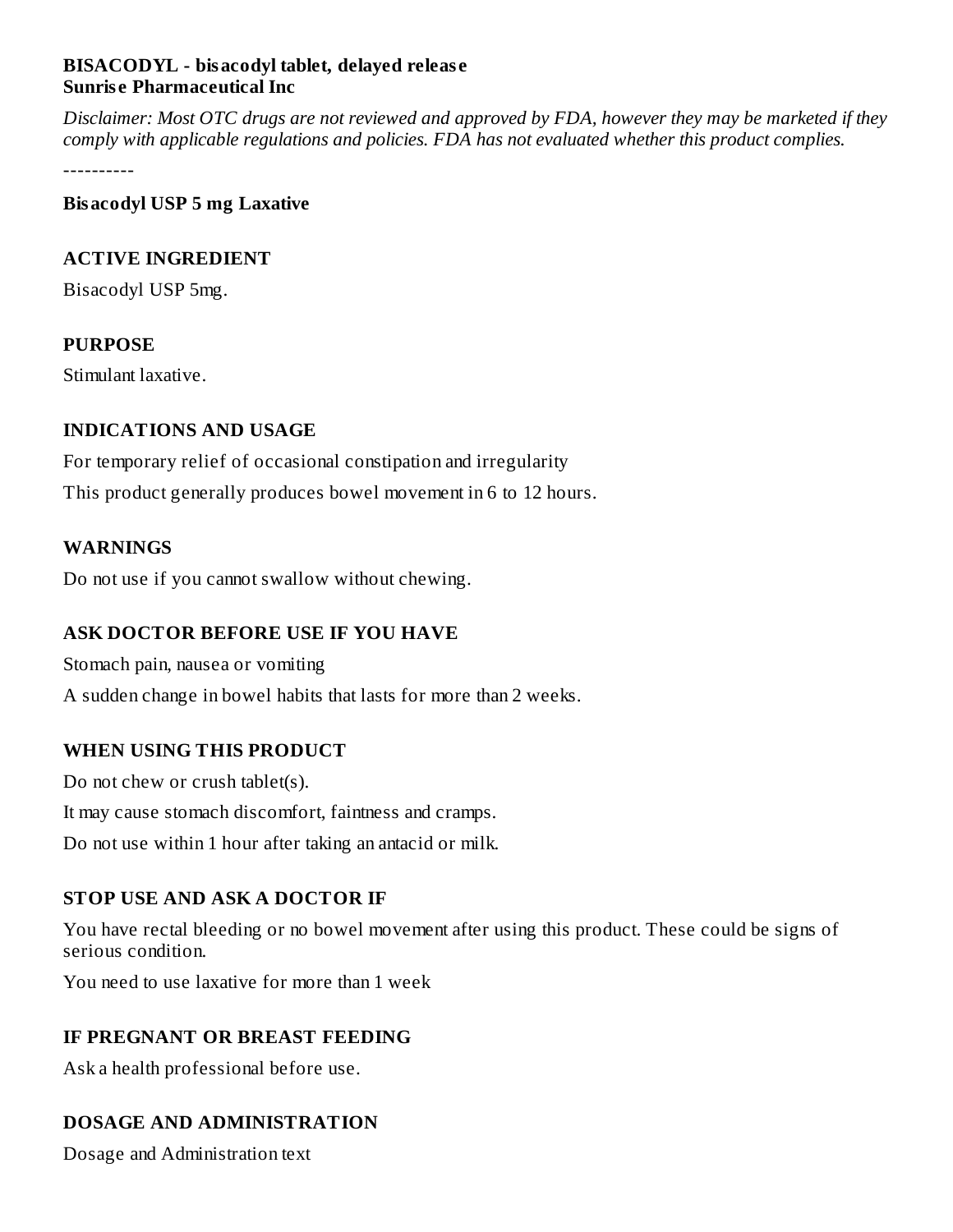**BISACODYL - bisacodyl tablet, delayed release**
**Sunrise Pharmaceutical Inc**

*Disclaimer: Most OTC drugs are not reviewed and approved by FDA, however they may be marketed if they comply with applicable regulations and policies. FDA has not evaluated whether this product complies.*

----------

**Bisacodyl USP 5 mg Laxative**

## ACTIVE INGREDIENT

Bisacodyl USP 5mg.

## PURPOSE

Stimulant laxative.

## INDICATIONS AND USAGE

For temporary relief of occasional constipation and irregularity

This product generally produces bowel movement in 6 to 12 hours.

## WARNINGS

Do not use if you cannot swallow without chewing.

## ASK DOCTOR BEFORE USE IF YOU HAVE

Stomach pain, nausea or vomiting

A sudden change in bowel habits that lasts for more than 2 weeks.

## WHEN USING THIS PRODUCT

Do not chew or crush tablet(s).

It may cause stomach discomfort, faintness and cramps.

Do not use within 1 hour after taking an antacid or milk.

## STOP USE AND ASK A DOCTOR IF

You have rectal bleeding or no bowel movement after using this product. These could be signs of serious condition.

You need to use laxative for more than 1 week

## IF PREGNANT OR BREAST FEEDING

Ask a health professional before use.

## DOSAGE AND ADMINISTRATION

Dosage and Administration text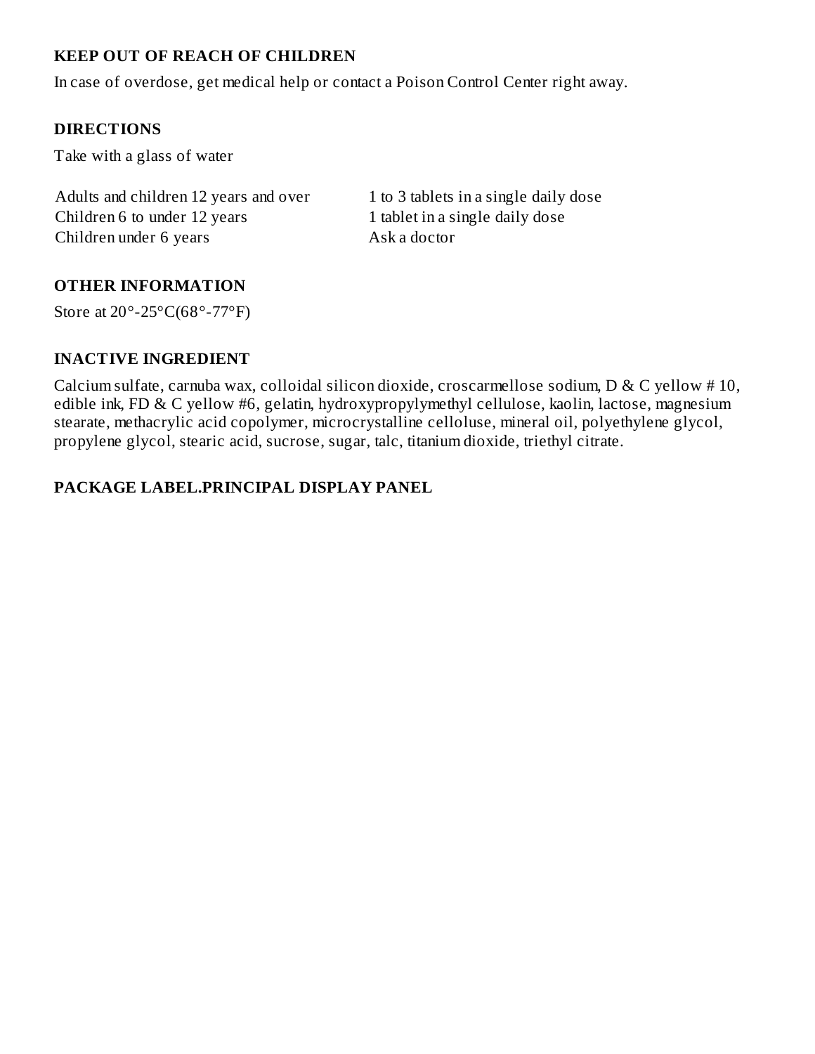## KEEP OUT OF REACH OF CHILDREN

In case of overdose, get medical help or contact a Poison Control Center right away.

## DIRECTIONS

Take with a glass of water

| | |
|---|---|
| Adults and children 12 years and over | 1 to 3 tablets in a single daily dose |
| Children 6 to under 12 years | 1 tablet in a single daily dose |
| Children under 6 years | Ask a doctor |

## OTHER INFORMATION

Store at 20°-25°C(68°-77°F)

## INACTIVE INGREDIENT

Calcium sulfate, carnuba wax, colloidal silicon dioxide, croscarmellose sodium, D & C yellow # 10, edible ink, FD & C yellow #6, gelatin, hydroxypropylymethyl cellulose, kaolin, lactose, magnesium stearate, methacrylic acid copolymer, microcrystalline celloluse, mineral oil, polyethylene glycol, propylene glycol, stearic acid, sucrose, sugar, talc, titanium dioxide, triethyl citrate.

## PACKAGE LABEL.PRINCIPAL DISPLAY PANEL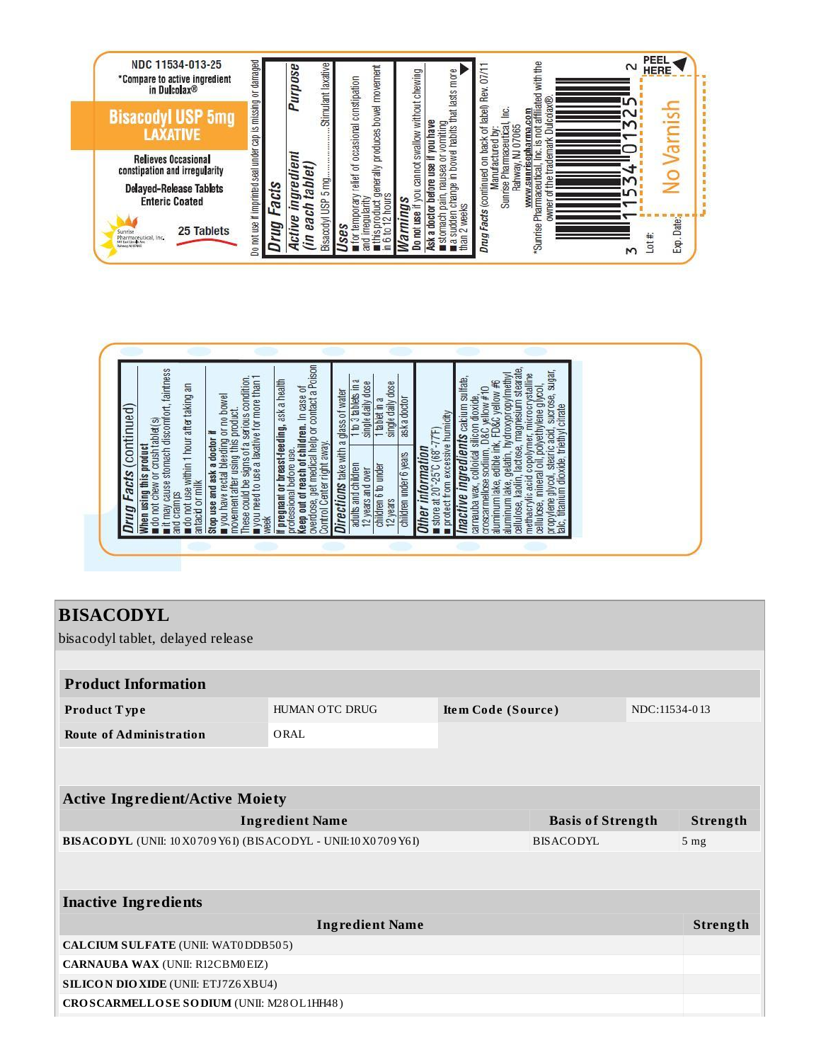NDC 11534-013-25

*Compare to active ingredient in Dulcolax®

**Bisacodyl USP 5mg**
**LAXATIVE**

Relieves Occasional constipation and irregularity

Delayed-Release Tablets Enteric Coated

Sunrise Pharmaceutical, Inc.

25 Tablets

Do not use if imprinted seal under cap is missing or damaged

## Drug Facts

| Active ingredient (in each tablet) | Purpose |
| --- | --- |
| Bisacodyl USP 5 mg | Stimulant laxative |

**Uses**
- for temporary relief of occasional constipation and irregularity
- this product generally produces bowel movement in 6 to 12 hours

**Warnings**

**Do not use** if you cannot swallow without chewing

**Ask a doctor before use if you have**
- stomach pain, nausea or vomiting
- a sudden change in bowel habits that lasts more than 2 weeks

*Drug Facts* (continued on back of label) Rev. 07/11

Manufactured by:
Sunrise Pharmaceutical, Inc.
Rahway, NJ 07065
www.sunrisepharma.com

*Sunrise Pharmaceutical, Inc. is not affiliated with the owner of the trademark Dulcolax®.

3 11534 01325 2

PEEL HERE

No Varnish

Lot #:

Exp. Date:

## Drug Facts (continued)

**When using this product**
- do not chew or crush tablet(s)
- it may cause stomach discomfort, faintness and cramps
- do not use within 1 hour after taking an antacid or milk

**Stop use and ask a doctor if**
- you have rectal bleeding or no bowel movement after using this product. These could be signs of a serious condition.
- you need to use a laxative for more than 1 week

**If pregnant or breast-feeding,** ask a health professional before use.

**Keep out of reach of children.** In case of overdose, get medical help or contact a Poison Control Center right away.

**Directions** take with a glass of water

| | |
| --- | --- |
| adults and children 12 years and over | 1 to 3 tablets in a single daily dose |
| children 6 to under 12 years | 1 tablet in a single daily dose |
| children under 6 years | ask a doctor |

**Other information**
- store at 20°-25°C (68°-77°F)
- protect from excessive humidity

**Inactive ingredients** calcium sulfate, carnauba wax, colloidal silicon dioxide, croscarmellose sodium, D&C yellow #10 aluminum lake, edible ink, FD&C yellow #6 aluminum lake, gelatin, hydroxypropylmethyl cellulose, kaolin, lactose, magnesium stearate, methacrylic acid copolymer, microcrystalline cellulose, mineral oil, polyethylene glycol, propylene glycol, stearic acid, sucrose, sugar, talc, titanium dioxide, triethyl citrate

# BISACODYL

bisacodyl tablet, delayed release

| Product Information | | | |
| --- | --- | --- | --- |
| **Product Type** | HUMAN OTC DRUG | **Item Code (Source)** | NDC:11534-013 |
| **Route of Administration** | ORAL | | |

| Active Ingredient/Active Moiety | | |
| --- | --- | --- |
| **Ingredient Name** | **Basis of Strength** | **Strength** |
| **BISACODYL** (UNII: 10X0709Y6I) (BISACODYL - UNII:10X0709Y6I) | BISACODYL | 5 mg |

| Inactive Ingredients | |
| --- | --- |
| **Ingredient Name** | **Strength** |
| **CALCIUM SULFATE** (UNII: WAT0DDB505) | |
| **CARNAUBA WAX** (UNII: R12CBM0EIZ) | |
| **SILICON DIOXIDE** (UNII: ETJ7Z6XBU4) | |
| **CROSCARMELLOSE SODIUM** (UNII: M28OL1HH48) | |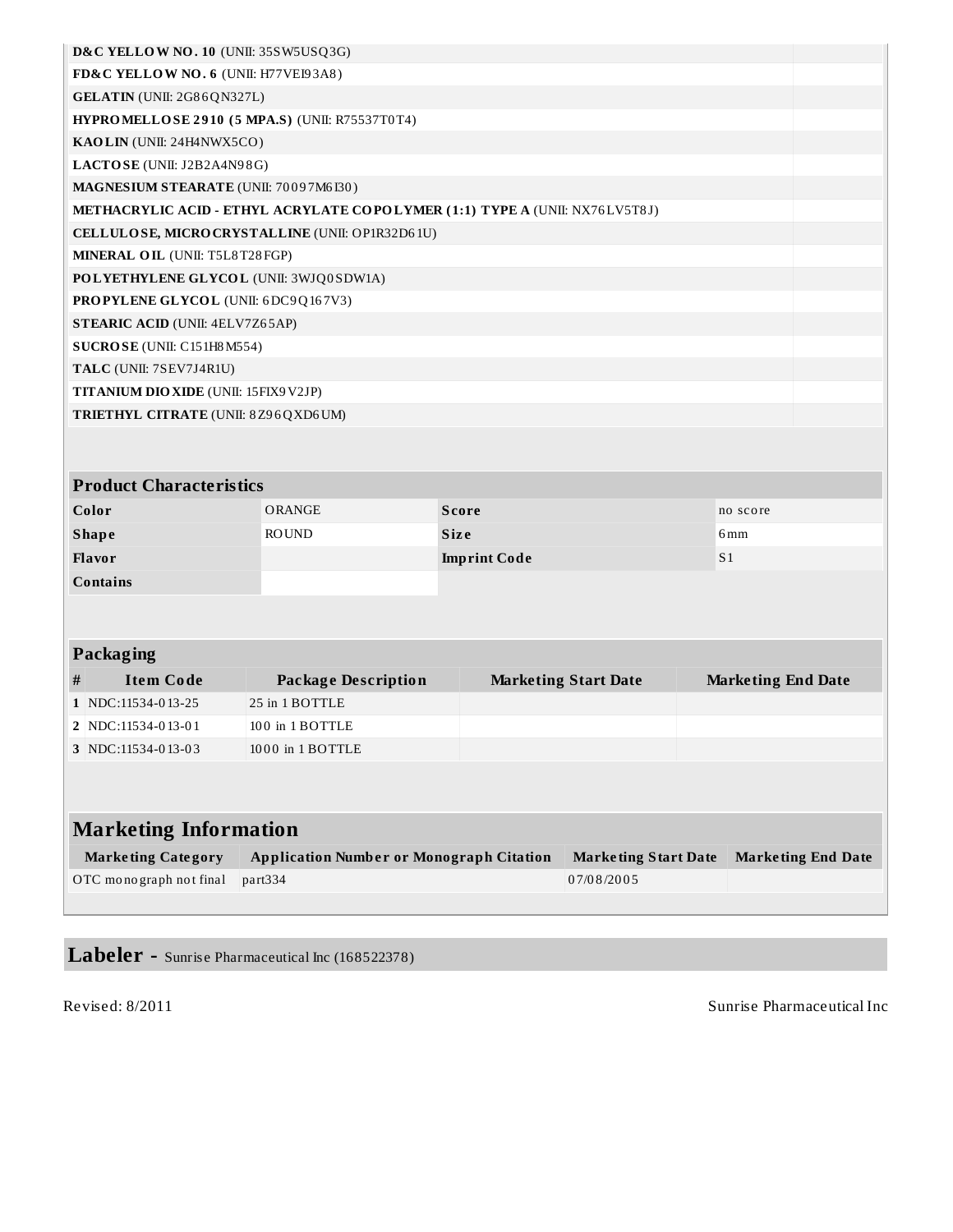| | |
|---|---|
| **D&C YELLOW NO. 10** (UNII: 35SW5USQ3G) | |
| **FD&C YELLOW NO. 6** (UNII: H77VEI93A8) | |
| **GELATIN** (UNII: 2G86QN327L) | |
| **HYPROMELLOSE 2910 (5 MPA.S)** (UNII: R75537T0T4) | |
| **KAOLIN** (UNII: 24H4NWX5CO) | |
| **LACTOSE** (UNII: J2B2A4N98G) | |
| **MAGNESIUM STEARATE** (UNII: 70097M6I30) | |
| **METHACRYLIC ACID - ETHYL ACRYLATE COPOLYMER (1:1) TYPE A** (UNII: NX76LV5T8J) | |
| **CELLULOSE, MICROCRYSTALLINE** (UNII: OP1R32D61U) | |
| **MINERAL OIL** (UNII: T5L8T28FGP) | |
| **POLYETHYLENE GLYCOL** (UNII: 3WJQ0SDW1A) | |
| **PROPYLENE GLYCOL** (UNII: 6DC9Q167V3) | |
| **STEARIC ACID** (UNII: 4ELV7Z65AP) | |
| **SUCROSE** (UNII: C151H8M554) | |
| **TALC** (UNII: 7SEV7J4R1U) | |
| **TITANIUM DIOXIDE** (UNII: 15FIX9V2JP) | |
| **TRIETHYL CITRATE** (UNII: 8Z96QXD6UM) | |

**Product Characteristics**

| | | | |
|---|---|---|---|
| **Color** | ORANGE | **Score** | no score |
| **Shape** | ROUND | **Size** | 6mm |
| **Flavor** | | **Imprint Code** | S1 |
| **Contains** | | | |

**Packaging**

| # | Item Code | Package Description | Marketing Start Date | Marketing End Date |
|---|---|---|---|---|
| 1 | NDC:11534-013-25 | 25 in 1 BOTTLE | | |
| 2 | NDC:11534-013-01 | 100 in 1 BOTTLE | | |
| 3 | NDC:11534-013-03 | 1000 in 1 BOTTLE | | |

## Marketing Information

| Marketing Category | Application Number or Monograph Citation | Marketing Start Date | Marketing End Date |
|---|---|---|---|
| OTC monograph not final | part334 | 07/08/2005 | |

## Labeler - Sunrise Pharmaceutical Inc (168522378)

Revised: 8/2011 Sunrise Pharmaceutical Inc